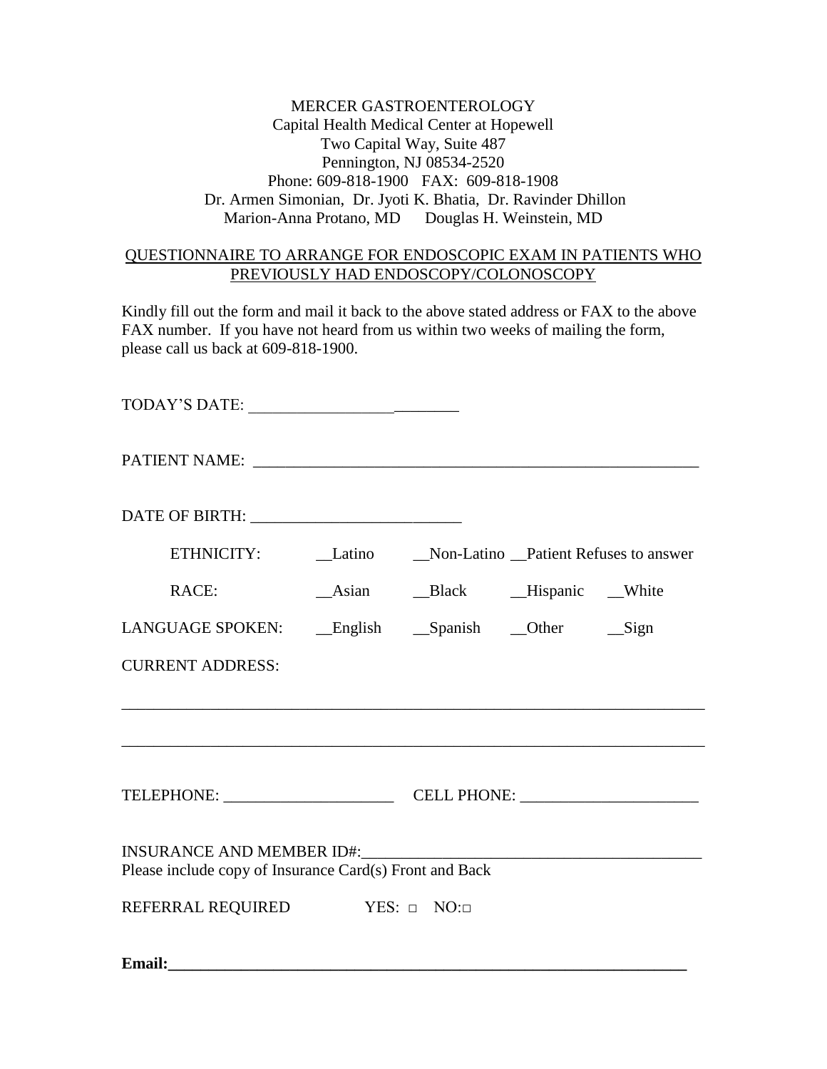MERCER GASTROENTEROLOGY
Capital Health Medical Center at Hopewell
Two Capital Way, Suite 487
Pennington, NJ 08534-2520
Phone: 609-818-1900 FAX: 609-818-1908
Dr. Armen Simonian, Dr. Jyoti K. Bhatia, Dr. Ravinder Dhillon
Marion-Anna Protano, MD Douglas H. Weinstein, MD

QUESTIONNAIRE TO ARRANGE FOR ENDOSCOPIC EXAM IN PATIENTS WHO PREVIOUSLY HAD ENDOSCOPY/COLONOSCOPY

Kindly fill out the form and mail it back to the above stated address or FAX to the above FAX number. If you have not heard from us within two weeks of mailing the form, please call us back at 609-818-1900.

TODAY'S DATE: ___________________________

PATIENT NAME: ___________________________________________________________

DATE OF BIRTH: ___________________________

ETHNICITY: __Latino __Non-Latino __Patient Refuses to answer

RACE: __Asian __Black __Hispanic __White

LANGUAGE SPOKEN: __English __Spanish __Other __Sign

CURRENT ADDRESS:

___________________________________________________________________________

___________________________________________________________________________

TELEPHONE: ______________________ CELL PHONE: ______________________

INSURANCE AND MEMBER ID#:___________________________________________
Please include copy of Insurance Card(s) Front and Back

REFERRAL REQUIRED YES: □ NO:□

**Email:___________________________________________________________________**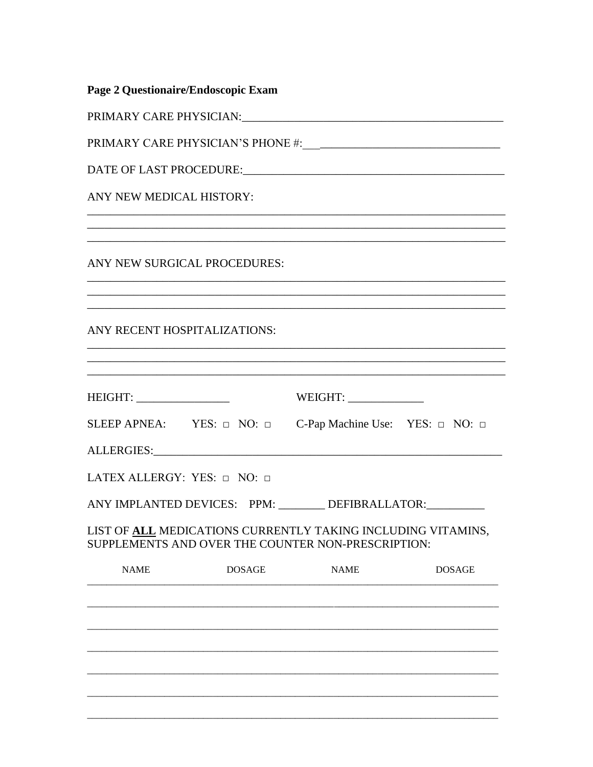**Page 2 Questionaire/Endoscopic Exam**

PRIMARY CARE PHYSICIAN:_____________________________________________

PRIMARY CARE PHYSICIAN'S PHONE #:___________________________________

DATE OF LAST PROCEDURE:_____________________________________________

ANY NEW MEDICAL HISTORY:

_________________________________________________________________________
_________________________________________________________________________
_________________________________________________________________________

ANY NEW SURGICAL PROCEDURES:

_________________________________________________________________________
_________________________________________________________________________
_________________________________________________________________________

ANY RECENT HOSPITALIZATIONS:

_________________________________________________________________________
_________________________________________________________________________
_________________________________________________________________________

HEIGHT: ________________ WEIGHT: _____________

SLEEP APNEA: YES: □ NO: □ C-Pap Machine Use: YES: □ NO: □

ALLERGIES:______________________________________________________________

LATEX ALLERGY: YES: □ NO: □

ANY IMPLANTED DEVICES: PPM: ________ DEFIBRALLATOR:__________

LIST OF **<u>ALL</u>** MEDICATIONS CURRENTLY TAKING INCLUDING VITAMINS, SUPPLEMENTS AND OVER THE COUNTER NON-PRESCRIPTION:

| NAME | DOSAGE | NAME | DOSAGE |
|---|---|---|---|
| | | | |
| | | | |
| | | | |
| | | | |
| | | | |
| | | | |
| | | | |